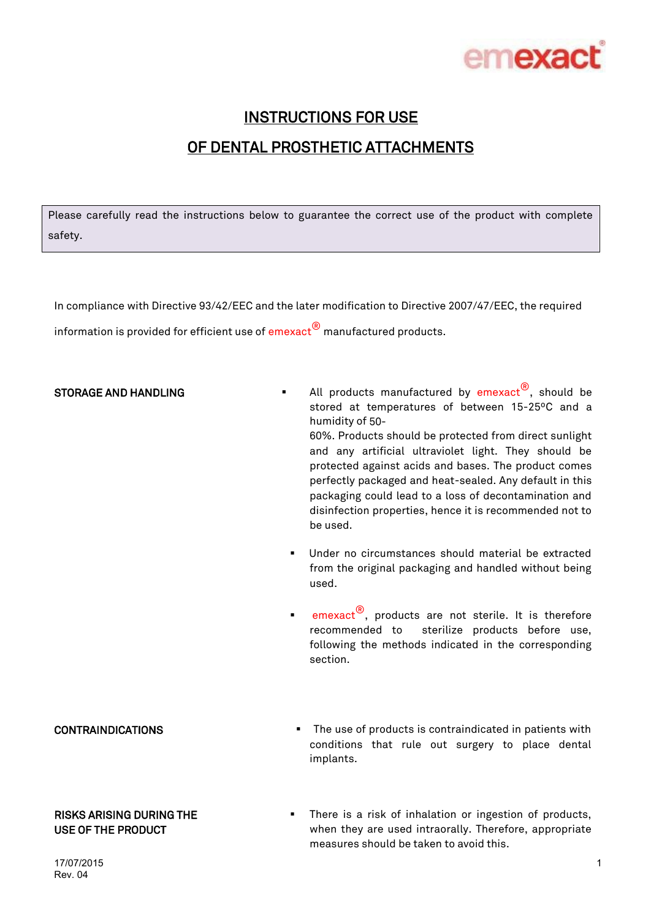# INSTRUCTIONS FOR USE

# OF DENTAL PROSTHETIC ATTACHMENTS

Please carefully read the instructions below to guarantee the correct use of the product with complete safety.

In compliance with Directive 93/42/EEC and the later modification to Directive 2007/47/EEC, the required information is provided for efficient use of emexact® manufactured products.

**STORAGE AND HANDLING**

- All products manufactured by emexact®, should be stored at temperatures of between 15-25ºC and a humidity of 50-60%. Products should be protected from direct sunlight and any artificial ultraviolet light. They should be protected against acids and bases. The product comes perfectly packaged and heat-sealed. Any default in this packaging could lead to a loss of decontamination and disinfection properties, hence it is recommended not to be used.
- Under no circumstances should material be extracted from the original packaging and handled without being used.
- emexact®, products are not sterile. It is therefore recommended to sterilize products before use, following the methods indicated in the corresponding section.

**CONTRAINDICATIONS**

- The use of products is contraindicated in patients with conditions that rule out surgery to place dental implants.

**RISKS ARISING DURING THE USE OF THE PRODUCT**

- There is a risk of inhalation or ingestion of products, when they are used intraorally. Therefore, appropriate measures should be taken to avoid this.

17/07/2015
Rev. 04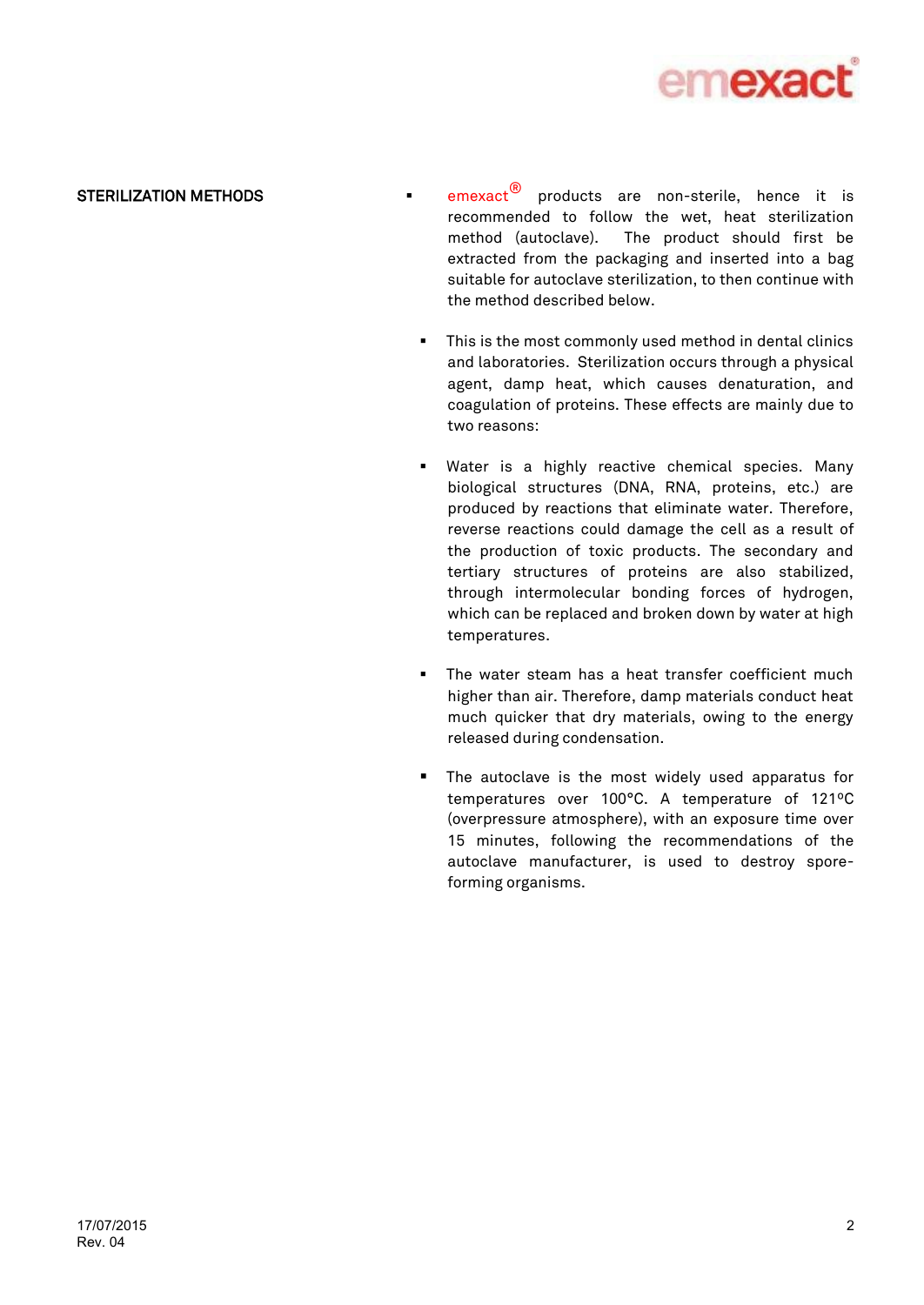## STERILIZATION METHODS

- emexact® products are non-sterile, hence it is recommended to follow the wet, heat sterilization method (autoclave). The product should first be extracted from the packaging and inserted into a bag suitable for autoclave sterilization, to then continue with the method described below.

- This is the most commonly used method in dental clinics and laboratories. Sterilization occurs through a physical agent, damp heat, which causes denaturation, and coagulation of proteins. These effects are mainly due to two reasons:

- Water is a highly reactive chemical species. Many biological structures (DNA, RNA, proteins, etc.) are produced by reactions that eliminate water. Therefore, reverse reactions could damage the cell as a result of the production of toxic products. The secondary and tertiary structures of proteins are also stabilized, through intermolecular bonding forces of hydrogen, which can be replaced and broken down by water at high temperatures.

- The water steam has a heat transfer coefficient much higher than air. Therefore, damp materials conduct heat much quicker that dry materials, owing to the energy released during condensation.

- The autoclave is the most widely used apparatus for temperatures over 100°C. A temperature of 121ºC (overpressure atmosphere), with an exposure time over 15 minutes, following the recommendations of the autoclave manufacturer, is used to destroy spore-forming organisms.

17/07/2015
Rev. 04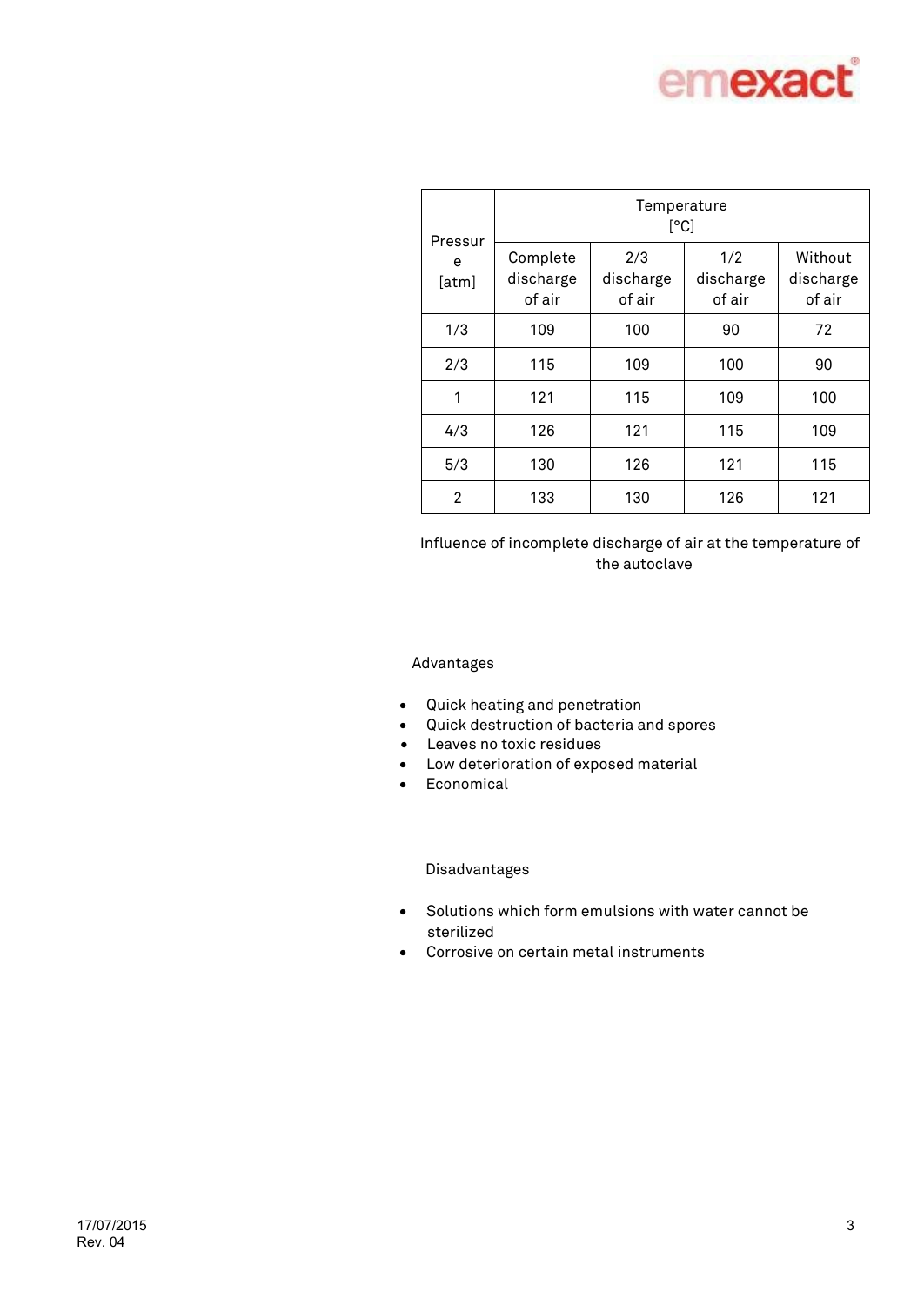| Pressure [atm] | Temperature [°C] | | | |
|---|---|---|---|---|
| | Complete discharge of air | 2/3 discharge of air | 1/2 discharge of air | Without discharge of air |
| 1/3 | 109 | 100 | 90 | 72 |
| 2/3 | 115 | 109 | 100 | 90 |
| 1 | 121 | 115 | 109 | 100 |
| 4/3 | 126 | 121 | 115 | 109 |
| 5/3 | 130 | 126 | 121 | 115 |
| 2 | 133 | 130 | 126 | 121 |

Influence of incomplete discharge of air at the temperature of the autoclave

Advantages

- Quick heating and penetration
- Quick destruction of bacteria and spores
- Leaves no toxic residues
- Low deterioration of exposed material
- Economical

Disadvantages

- Solutions which form emulsions with water cannot be sterilized
- Corrosive on certain metal instruments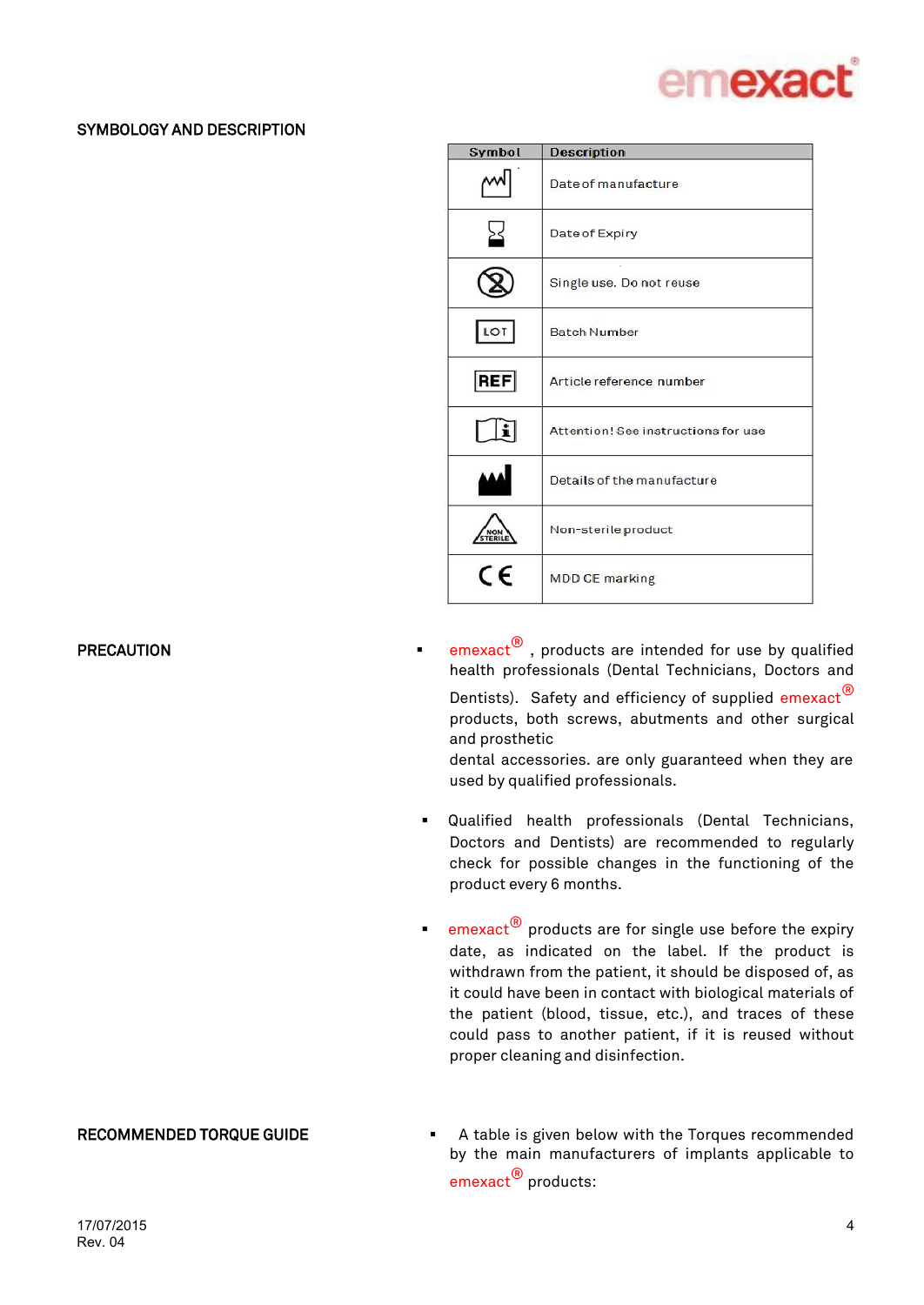## SYMBOLOGY AND DESCRIPTION

| Symbol | Description |
|---|---|
| | Date of manufacture |
| | Date of Expiry |
| | Single use. Do not reuse |
| LOT | Batch Number |
| REF | Article reference number |
| | Attention! See instructions for use |
| | Details of the manufacture |
| NON STERILE | Non-sterile product |
| CE | MDD CE marking |

## PRECAUTION

- emexact®, products are intended for use by qualified health professionals (Dental Technicians, Doctors and Dentists). Safety and efficiency of supplied emexact® products, both screws, abutments and other surgical and prosthetic dental accessories. are only guaranteed when they are used by qualified professionals.
- Qualified health professionals (Dental Technicians, Doctors and Dentists) are recommended to regularly check for possible changes in the functioning of the product every 6 months.
- emexact® products are for single use before the expiry date, as indicated on the label. If the product is withdrawn from the patient, it should be disposed of, as it could have been in contact with biological materials of the patient (blood, tissue, etc.), and traces of these could pass to another patient, if it is reused without proper cleaning and disinfection.

## RECOMMENDED TORQUE GUIDE

- A table is given below with the Torques recommended by the main manufacturers of implants applicable to emexact® products:

17/07/2015
Rev. 04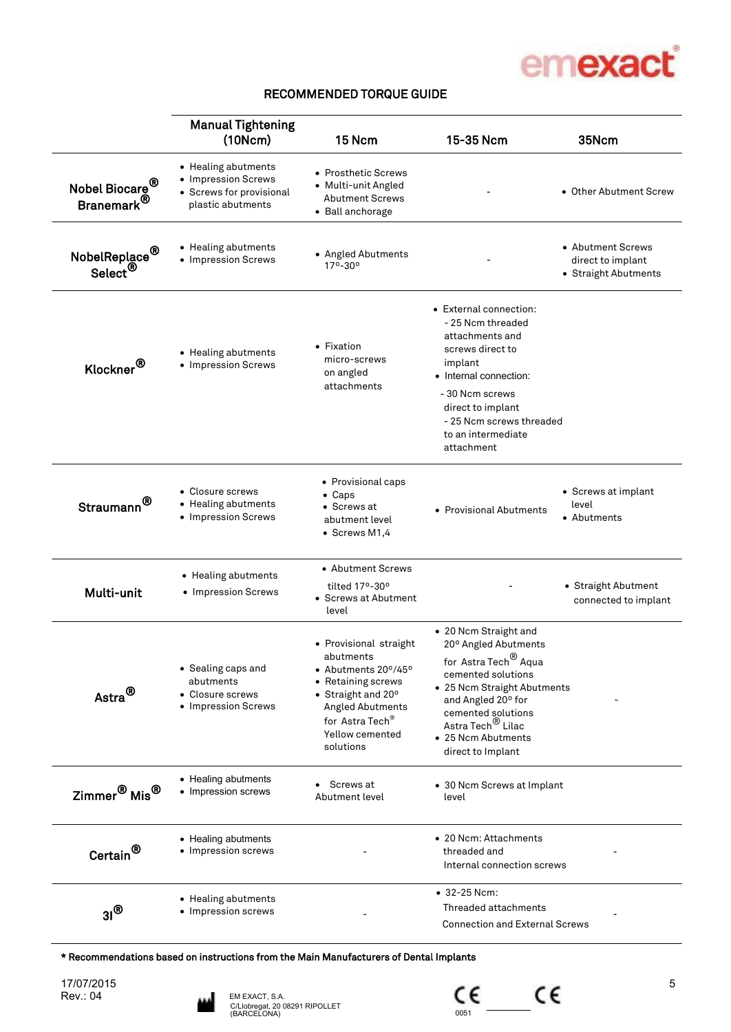## RECOMMENDED TORQUE GUIDE

| | Manual Tightening (10Ncm) | 15 Ncm | 15-35 Ncm | 35Ncm |
|---|---|---|---|---|
| **Nobel Biocare® Branemark®** | • Healing abutments<br>• Impression Screws<br>• Screws for provisional plastic abutments | • Prosthetic Screws<br>• Multi-unit Angled Abutment Screws<br>• Ball anchorage | - | • Other Abutment Screw |
| **NobelReplace® Select®** | • Healing abutments<br>• Impression Screws | • Angled Abutments 17º-30º | - | • Abutment Screws direct to implant<br>• Straight Abutments |
| **Klockner®** | • Healing abutments<br>• Impression Screws | • Fixation micro-screws on angled attachments | • External connection:<br>- 25 Ncm threaded attachments and screws direct to implant<br>• Internal connection:<br>- 30 Ncm screws direct to implant<br>- 25 Ncm screws threaded to an intermediate attachment | |
| **Straumann®** | • Closure screws<br>• Healing abutments<br>• Impression Screws | • Provisional caps<br>• Caps<br>• Screws at abutment level<br>• Screws M1,4 | • Provisional Abutments | • Screws at implant level<br>• Abutments |
| **Multi-unit** | • Healing abutments<br>• Impression Screws | • Abutment Screws tilted 17º-30º<br>• Screws at Abutment level | - | • Straight Abutment connected to implant |
| **Astra®** | • Sealing caps and abutments<br>• Closure screws<br>• Impression Screws | • Provisional straight abutments<br>• Abutments 20º/45º<br>• Retaining screws<br>• Straight and 20º Angled Abutments for Astra Tech® Yellow cemented solutions | • 20 Ncm Straight and 20º Angled Abutments for Astra Tech® Aqua cemented solutions<br>• 25 Ncm Straight Abutments and Angled 20º for cemented solutions Astra Tech® Lilac<br>• 25 Ncm Abutments direct to Implant | - |
| **Zimmer® Mis®** | • Healing abutments<br>• Impression screws | • Screws at Abutment level | • 30 Ncm Screws at Implant level | |
| **Certain®** | • Healing abutments<br>• Impression screws | - | • 20 Ncm: Attachments threaded and Internal connection screws | - |
| **3I®** | • Healing abutments<br>• Impression screws | - | • 32-25 Ncm: Threaded attachments Connection and External Screws | - |

**\* Recommendations based on instructions from the Main Manufacturers of Dental Implants**

17/07/2015
Rev.: 04

EM EXACT, S.A.
C/Llobregat, 20 08291 RIPOLLET
(BARCELONA)

CE 0051 CE